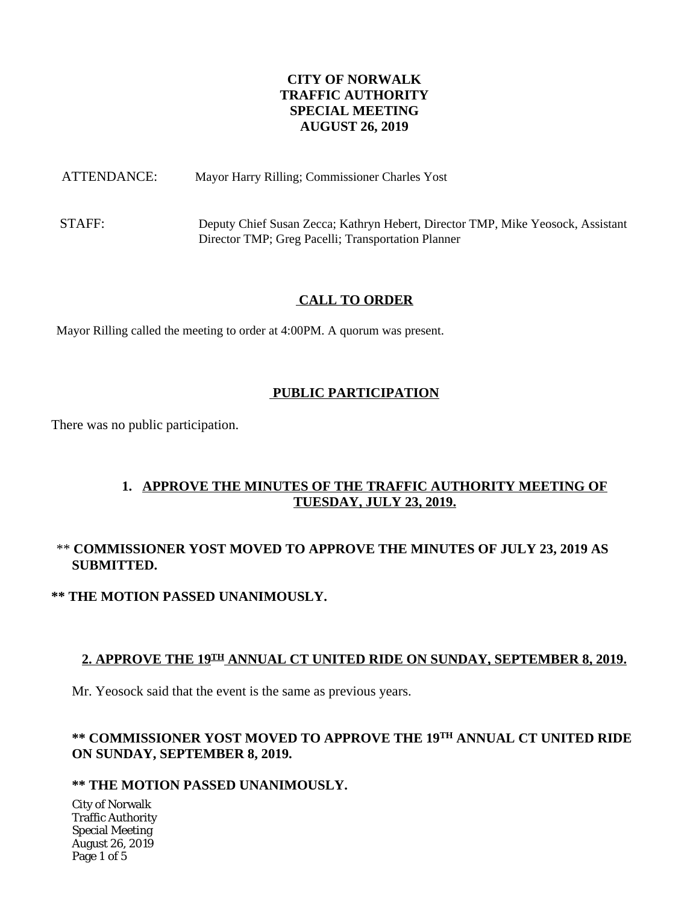# CITY OF NORWALK
# TRAFFIC AUTHORITY
# SPECIAL MEETING
# AUGUST 26, 2019

ATTENDANCE: Mayor Harry Rilling; Commissioner Charles Yost

STAFF: Deputy Chief Susan Zecca; Kathryn Hebert, Director TMP, Mike Yeosock, Assistant Director TMP; Greg Pacelli; Transportation Planner

## CALL TO ORDER

Mayor Rilling called the meeting to order at 4:00PM. A quorum was present.

## PUBLIC PARTICIPATION

There was no public participation.

## 1. APPROVE THE MINUTES OF THE TRAFFIC AUTHORITY MEETING OF TUESDAY, JULY 23, 2019.

\*\* **COMMISSIONER YOST MOVED TO APPROVE THE MINUTES OF JULY 23, 2019 AS SUBMITTED.**

**\*\* THE MOTION PASSED UNANIMOUSLY.**

## 2. APPROVE THE 19TH ANNUAL CT UNITED RIDE ON SUNDAY, SEPTEMBER 8, 2019.

Mr. Yeosock said that the event is the same as previous years.

**\*\* COMMISSIONER YOST MOVED TO APPROVE THE 19TH ANNUAL CT UNITED RIDE ON SUNDAY, SEPTEMBER 8, 2019.**

**\*\* THE MOTION PASSED UNANIMOUSLY.**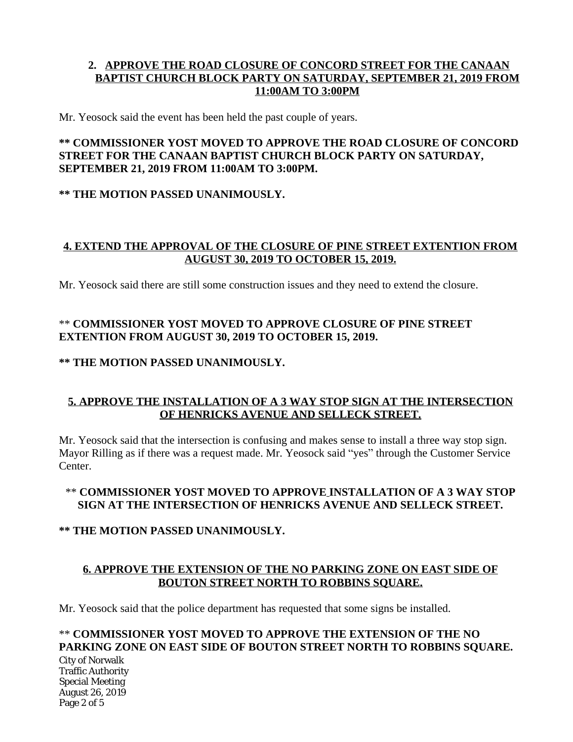## 2. APPROVE THE ROAD CLOSURE OF CONCORD STREET FOR THE CANAAN BAPTIST CHURCH BLOCK PARTY ON SATURDAY, SEPTEMBER 21, 2019 FROM 11:00AM TO 3:00PM

Mr. Yeosock said the event has been held the past couple of years.

**** COMMISSIONER YOST MOVED TO APPROVE THE ROAD CLOSURE OF CONCORD STREET FOR THE CANAAN BAPTIST CHURCH BLOCK PARTY ON SATURDAY, SEPTEMBER 21, 2019 FROM 11:00AM TO 3:00PM.**

**** THE MOTION PASSED UNANIMOUSLY.**

## 4. EXTEND THE APPROVAL OF THE CLOSURE OF PINE STREET EXTENTION FROM AUGUST 30, 2019 TO OCTOBER 15, 2019.

Mr. Yeosock said there are still some construction issues and they need to extend the closure.

** **COMMISSIONER YOST MOVED TO APPROVE CLOSURE OF PINE STREET EXTENTION FROM AUGUST 30, 2019 TO OCTOBER 15, 2019.**

**** THE MOTION PASSED UNANIMOUSLY.**

## 5. APPROVE THE INSTALLATION OF A 3 WAY STOP SIGN AT THE INTERSECTION OF HENRICKS AVENUE AND SELLECK STREET.

Mr. Yeosock said that the intersection is confusing and makes sense to install a three way stop sign. Mayor Rilling as if there was a request made. Mr. Yeosock said "yes" through the Customer Service Center.

** **COMMISSIONER YOST MOVED TO APPROVE INSTALLATION OF A 3 WAY STOP SIGN AT THE INTERSECTION OF HENRICKS AVENUE AND SELLECK STREET.**

**** THE MOTION PASSED UNANIMOUSLY.**

## 6. APPROVE THE EXTENSION OF THE NO PARKING ZONE ON EAST SIDE OF BOUTON STREET NORTH TO ROBBINS SQUARE.

Mr. Yeosock said that the police department has requested that some signs be installed.

** **COMMISSIONER YOST MOVED TO APPROVE THE EXTENSION OF THE NO PARKING ZONE ON EAST SIDE OF BOUTON STREET NORTH TO ROBBINS SQUARE.**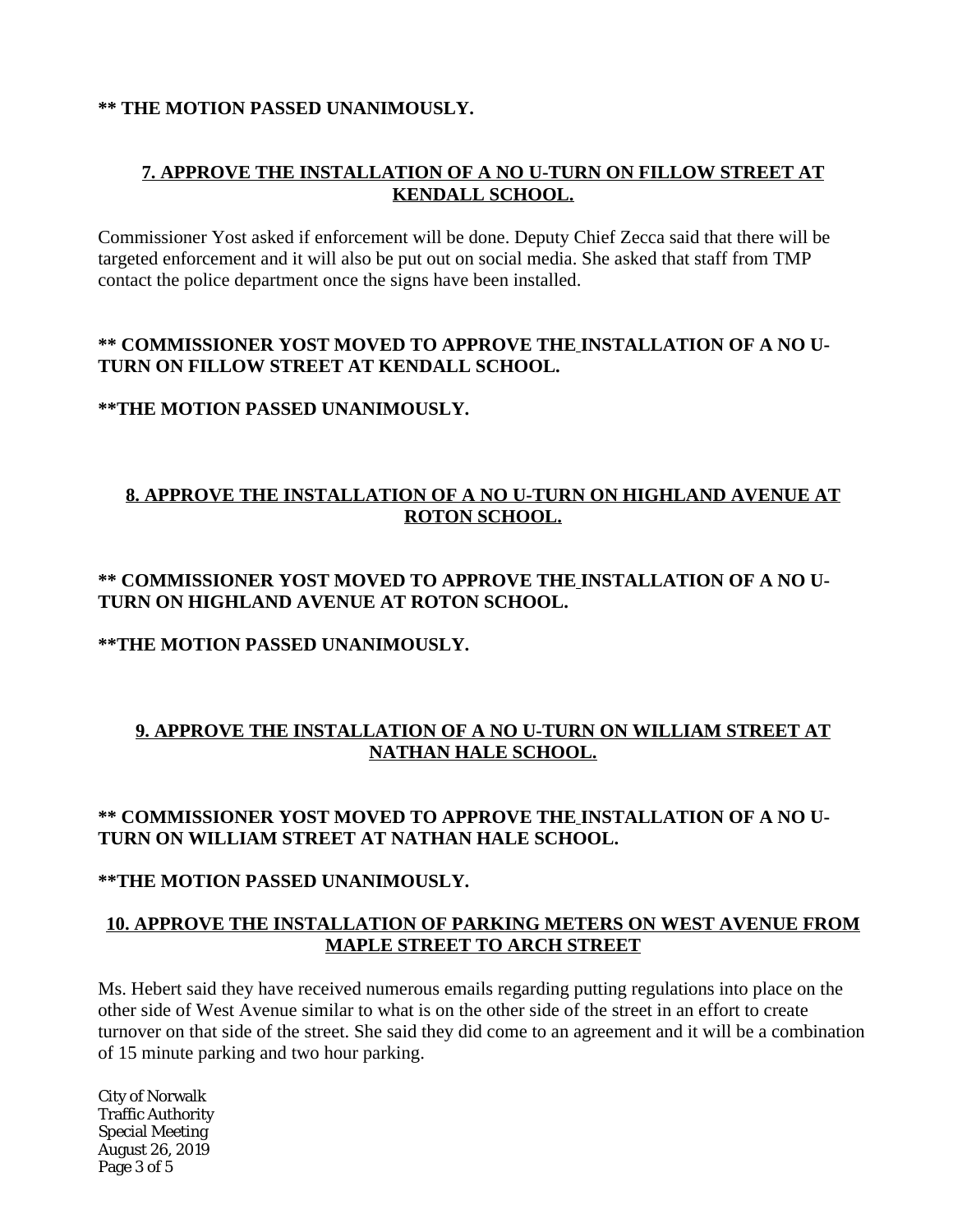**\*\* THE MOTION PASSED UNANIMOUSLY.**

## 7. APPROVE THE INSTALLATION OF A NO U-TURN ON FILLOW STREET AT KENDALL SCHOOL.

Commissioner Yost asked if enforcement will be done. Deputy Chief Zecca said that there will be targeted enforcement and it will also be put out on social media. She asked that staff from TMP contact the police department once the signs have been installed.

**\*\* COMMISSIONER YOST MOVED TO APPROVE THE INSTALLATION OF A NO U-TURN ON FILLOW STREET AT KENDALL SCHOOL.**

**\*\*THE MOTION PASSED UNANIMOUSLY.**

## 8. APPROVE THE INSTALLATION OF A NO U-TURN ON HIGHLAND AVENUE AT ROTON SCHOOL.

**\*\* COMMISSIONER YOST MOVED TO APPROVE THE INSTALLATION OF A NO U-TURN ON HIGHLAND AVENUE AT ROTON SCHOOL.**

**\*\*THE MOTION PASSED UNANIMOUSLY.**

## 9. APPROVE THE INSTALLATION OF A NO U-TURN ON WILLIAM STREET AT NATHAN HALE SCHOOL.

**\*\* COMMISSIONER YOST MOVED TO APPROVE THE INSTALLATION OF A NO U-TURN ON WILLIAM STREET AT NATHAN HALE SCHOOL.**

**\*\*THE MOTION PASSED UNANIMOUSLY.**

## 10. APPROVE THE INSTALLATION OF PARKING METERS ON WEST AVENUE FROM MAPLE STREET TO ARCH STREET

Ms. Hebert said they have received numerous emails regarding putting regulations into place on the other side of West Avenue similar to what is on the other side of the street in an effort to create turnover on that side of the street. She said they did come to an agreement and it will be a combination of 15 minute parking and two hour parking.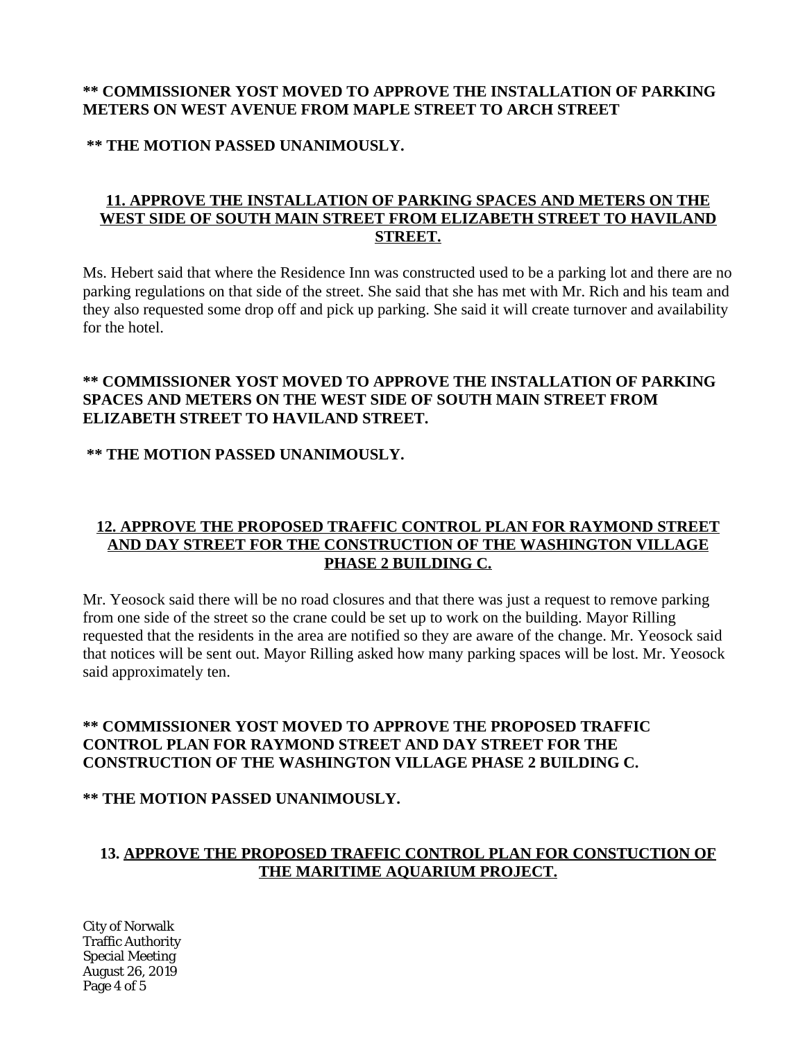**** COMMISSIONER YOST MOVED TO APPROVE THE INSTALLATION OF PARKING METERS ON WEST AVENUE FROM MAPLE STREET TO ARCH STREET**

**** THE MOTION PASSED UNANIMOUSLY.**

## 11. APPROVE THE INSTALLATION OF PARKING SPACES AND METERS ON THE WEST SIDE OF SOUTH MAIN STREET FROM ELIZABETH STREET TO HAVILAND STREET.

Ms. Hebert said that where the Residence Inn was constructed used to be a parking lot and there are no parking regulations on that side of the street. She said that she has met with Mr. Rich and his team and they also requested some drop off and pick up parking. She said it will create turnover and availability for the hotel.

**** COMMISSIONER YOST MOVED TO APPROVE THE INSTALLATION OF PARKING SPACES AND METERS ON THE WEST SIDE OF SOUTH MAIN STREET FROM ELIZABETH STREET TO HAVILAND STREET.**

**** THE MOTION PASSED UNANIMOUSLY.**

## 12. APPROVE THE PROPOSED TRAFFIC CONTROL PLAN FOR RAYMOND STREET AND DAY STREET FOR THE CONSTRUCTION OF THE WASHINGTON VILLAGE PHASE 2 BUILDING C.

Mr. Yeosock said there will be no road closures and that there was just a request to remove parking from one side of the street so the crane could be set up to work on the building. Mayor Rilling requested that the residents in the area are notified so they are aware of the change. Mr. Yeosock said that notices will be sent out. Mayor Rilling asked how many parking spaces will be lost. Mr. Yeosock said approximately ten.

**** COMMISSIONER YOST MOVED TO APPROVE THE PROPOSED TRAFFIC CONTROL PLAN FOR RAYMOND STREET AND DAY STREET FOR THE CONSTRUCTION OF THE WASHINGTON VILLAGE PHASE 2 BUILDING C.**

**** THE MOTION PASSED UNANIMOUSLY.**

## 13. APPROVE THE PROPOSED TRAFFIC CONTROL PLAN FOR CONSTUCTION OF THE MARITIME AQUARIUM PROJECT.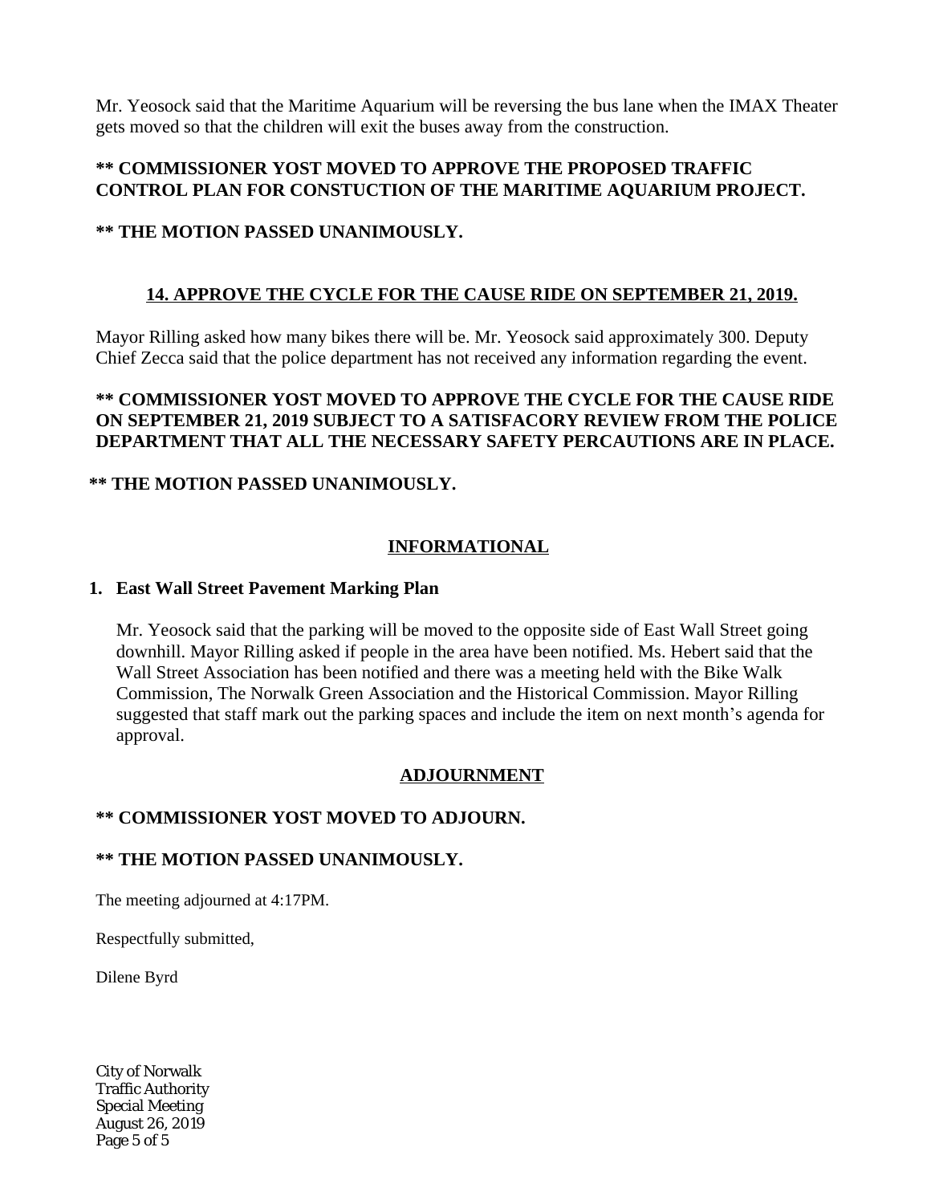Mr. Yeosock said that the Maritime Aquarium will be reversing the bus lane when the IMAX Theater gets moved so that the children will exit the buses away from the construction.

**** COMMISSIONER YOST MOVED TO APPROVE THE PROPOSED TRAFFIC CONTROL PLAN FOR CONSTUCTION OF THE MARITIME AQUARIUM PROJECT.**

**** THE MOTION PASSED UNANIMOUSLY.**

## 14. APPROVE THE CYCLE FOR THE CAUSE RIDE ON SEPTEMBER 21, 2019.

Mayor Rilling asked how many bikes there will be. Mr. Yeosock said approximately 300. Deputy Chief Zecca said that the police department has not received any information regarding the event.

**** COMMISSIONER YOST MOVED TO APPROVE THE CYCLE FOR THE CAUSE RIDE ON SEPTEMBER 21, 2019 SUBJECT TO A SATISFACORY REVIEW FROM THE POLICE DEPARTMENT THAT ALL THE NECESSARY SAFETY PERCAUTIONS ARE IN PLACE.**

**** THE MOTION PASSED UNANIMOUSLY.**

## INFORMATIONAL

1. **East Wall Street Pavement Marking Plan**

   Mr. Yeosock said that the parking will be moved to the opposite side of East Wall Street going downhill. Mayor Rilling asked if people in the area have been notified. Ms. Hebert said that the Wall Street Association has been notified and there was a meeting held with the Bike Walk Commission, The Norwalk Green Association and the Historical Commission. Mayor Rilling suggested that staff mark out the parking spaces and include the item on next month's agenda for approval.

## ADJOURNMENT

**** COMMISSIONER YOST MOVED TO ADJOURN.**

**** THE MOTION PASSED UNANIMOUSLY.**

The meeting adjourned at 4:17PM.

Respectfully submitted,

Dilene Byrd